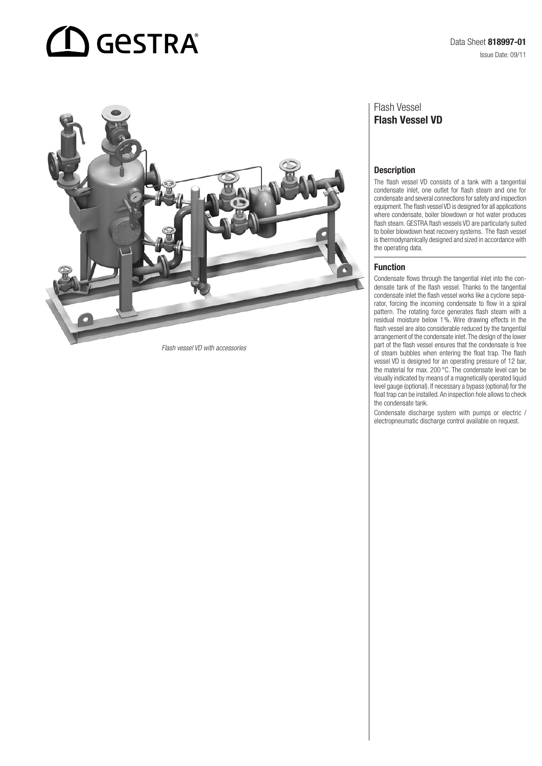GESTRA

Data Sheet **818997-01**

Issue Date: 09/11

*Flash vessel VD with accessories*

# Flash Vessel
## Flash Vessel VD

### Description

The flash vessel VD consists of a tank with a tangential condensate inlet, one outlet for flash steam and one for condensate and several connections for safety and inspection equipment. The flash vessel VD is designed for all applications where condensate, boiler blowdown or hot water produces flash steam. GESTRA flash vessels VD are particularly suited to boiler blowdown heat recovery systems. The flash vessel is thermodynamically designed and sized in accordance with the operating data.

### Function

Condensate flows through the tangential inlet into the condensate tank of the flash vessel. Thanks to the tangential condensate inlet the flash vessel works like a cyclone separator, forcing the incoming condensate to flow in a spiral pattern. The rotating force generates flash steam with a residual moisture below 1 %. Wire drawing effects in the flash vessel are also considerable reduced by the tangential arrangement of the condensate inlet. The design of the lower part of the flash vessel ensures that the condensate is free of steam bubbles when entering the float trap. The flash vessel VD is designed for an operating pressure of 12 bar, the material for max. 200 °C. The condensate level can be visually indicated by means of a magnetically operated liquid level gauge (optional). If necessary a bypass (optional) for the float trap can be installed. An inspection hole allows to check the condensate tank.

Condensate discharge system with pumps or electric / electropneumatic discharge control available on request.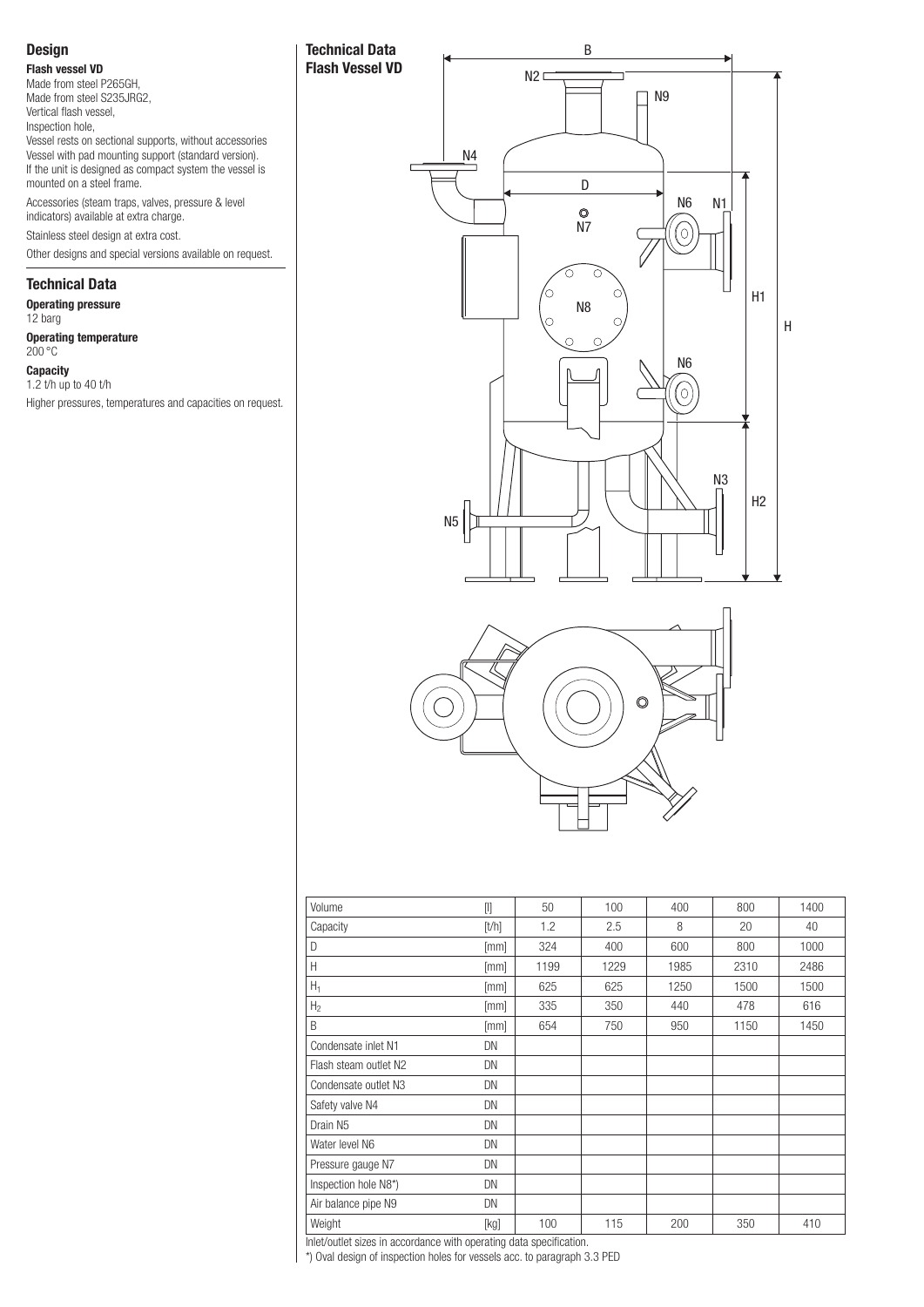## Design

**Flash vessel VD**

Made from steel P265GH,
Made from steel S235JRG2,
Vertical flash vessel,
Inspection hole,
Vessel rests on sectional supports, without accessories
Vessel with pad mounting support (standard version).
If the unit is designed as compact system the vessel is mounted on a steel frame.

Accessories (steam traps, valves, pressure & level indicators) available at extra charge.

Stainless steel design at extra cost.

Other designs and special versions available on request.

## Technical Data

**Operating pressure**
12 barg

**Operating temperature**
200 °C

**Capacity**
1.2 t/h up to 40 t/h

Higher pressures, temperatures and capacities on request.

## Technical Data Flash Vessel VD

| Volume | [l] | 50 | 100 | 400 | 800 | 1400 |
|---|---|---|---|---|---|---|
| Capacity | [t/h] | 1.2 | 2.5 | 8 | 20 | 40 |
| D | [mm] | 324 | 400 | 600 | 800 | 1000 |
| H | [mm] | 1199 | 1229 | 1985 | 2310 | 2486 |
| $H_1$ | [mm] | 625 | 625 | 1250 | 1500 | 1500 |
| $H_2$ | [mm] | 335 | 350 | 440 | 478 | 616 |
| B | [mm] | 654 | 750 | 950 | 1150 | 1450 |
| Condensate inlet N1 | DN | | | | | |
| Flash steam outlet N2 | DN | | | | | |
| Condensate outlet N3 | DN | | | | | |
| Safety valve N4 | DN | | | | | |
| Drain N5 | DN | | | | | |
| Water level N6 | DN | | | | | |
| Pressure gauge N7 | DN | | | | | |
| Inspection hole N8*) | DN | | | | | |
| Air balance pipe N9 | DN | | | | | |
| Weight | [kg] | 100 | 115 | 200 | 350 | 410 |

Inlet/outlet sizes in accordance with operating data specification.

*) Oval design of inspection holes for vessels acc. to paragraph 3.3 PED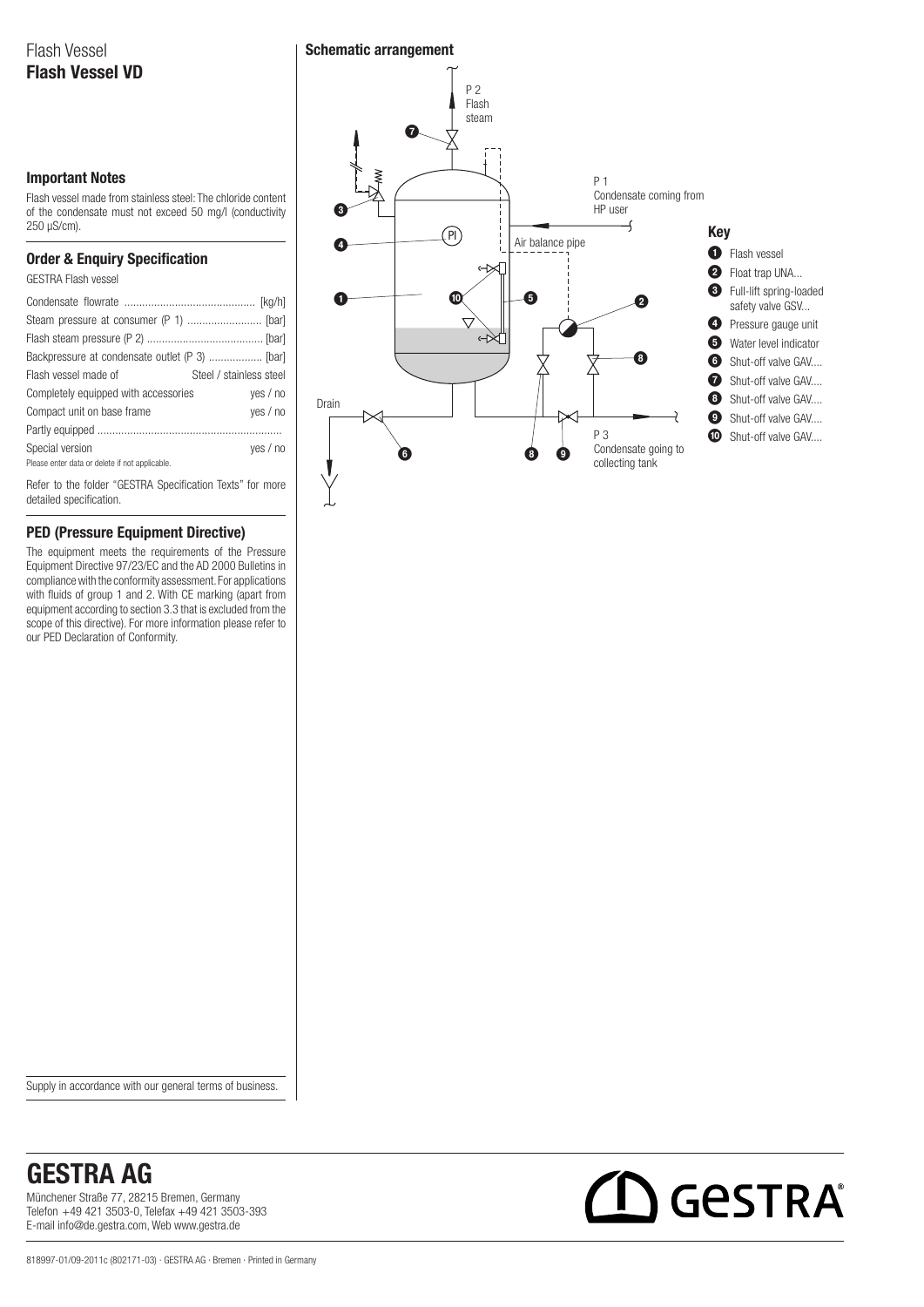Flash Vessel
**Flash Vessel VD**

## Important Notes

Flash vessel made from stainless steel: The chloride content of the condensate must not exceed 50 mg/l (conductivity 250 µS/cm).

## Order & Enquiry Specification

GESTRA Flash vessel

Condensate flowrate ........................................... [kg/h]
Steam pressure at consumer (P 1) ......................... [bar]
Flash steam pressure (P 2) ....................................... [bar]
Backpressure at condensate outlet (P 3) .................. [bar]
Flash vessel made of Steel / stainless steel
Completely equipped with accessories yes / no
Compact unit on base frame yes / no
Partly equipped ..............................................................
Special version yes / no
Please enter data or delete if not applicable.

Refer to the folder "GESTRA Specification Texts" for more detailed specification.

## PED (Pressure Equipment Directive)

The equipment meets the requirements of the Pressure Equipment Directive 97/23/EC and the AD 2000 Bulletins in compliance with the conformity assessment. For applications with fluids of group 1 and 2. With CE marking (apart from equipment according to section 3.3 that is excluded from the scope of this directive). For more information please refer to our PED Declaration of Conformity.

Supply in accordance with our general terms of business.

## Schematic arrangement

P 2
Flash steam
P 1
Condensate coming from HP user
PI
Air balance pipe
Drain
P 3
Condensate going to collecting tank

**Key**

1 Flash vessel
2 Float trap UNA...
3 Full-lift spring-loaded safety valve GSV...
4 Pressure gauge unit
5 Water level indicator
6 Shut-off valve GAV....
7 Shut-off valve GAV....
8 Shut-off valve GAV....
9 Shut-off valve GAV....
10 Shut-off valve GAV....

# GESTRA AG

Münchener Straße 77, 28215 Bremen, Germany
Telefon +49 421 3503-0, Telefax +49 421 3503-393
E-mail info@de.gestra.com, Web www.gestra.de

GESTRA

818997-01/09-2011c (802171-03) · GESTRA AG · Bremen · Printed in Germany